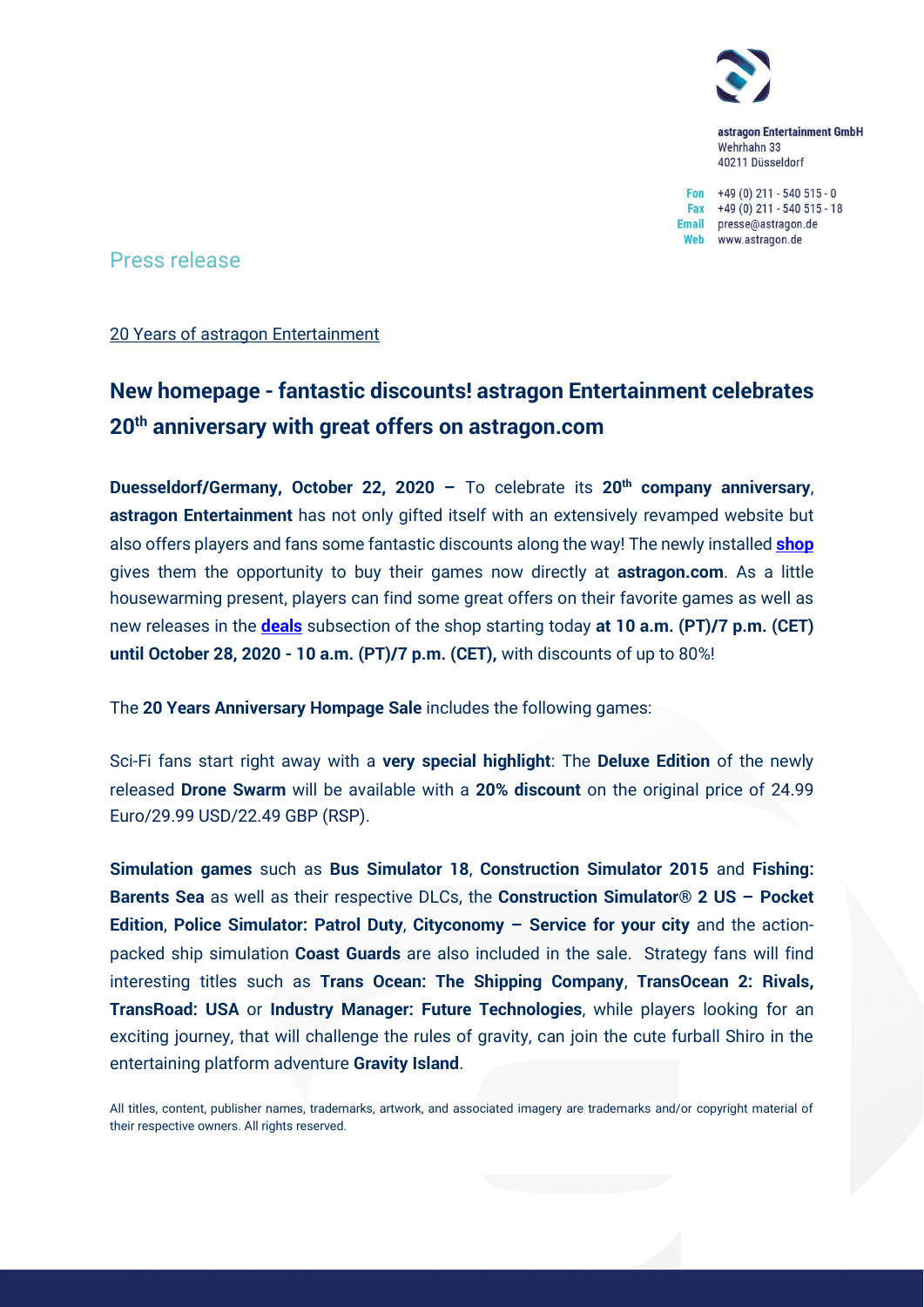astragon Entertainment GmbH
Wehrhahn 33
40211 Düsseldorf

Fon +49 (0) 211 - 540 515 - 0
Fax +49 (0) 211 - 540 515 - 18
Email presse@astragon.de
Web www.astragon.de

Press release

20 Years of astragon Entertainment

# New homepage - fantastic discounts! astragon Entertainment celebrates 20th anniversary with great offers on astragon.com

**Duesseldorf/Germany, October 22, 2020 –** To celebrate its **20th company anniversary**, **astragon Entertainment** has not only gifted itself with an extensively revamped website but also offers players and fans some fantastic discounts along the way! The newly installed **shop** gives them the opportunity to buy their games now directly at **astragon.com**. As a little housewarming present, players can find some great offers on their favorite games as well as new releases in the **deals** subsection of the shop starting today **at 10 a.m. (PT)/7 p.m. (CET) until October 28, 2020 - 10 a.m. (PT)/7 p.m. (CET),** with discounts of up to 80%!

The **20 Years Anniversary Hompage Sale** includes the following games:

Sci-Fi fans start right away with a **very special highlight**: The **Deluxe Edition** of the newly released **Drone Swarm** will be available with a **20% discount** on the original price of 24.99 Euro/29.99 USD/22.49 GBP (RSP).

**Simulation games** such as **Bus Simulator 18**, **Construction Simulator 2015** and **Fishing: Barents Sea** as well as their respective DLCs, the **Construction Simulator® 2 US – Pocket Edition**, **Police Simulator: Patrol Duty**, **Cityconomy – Service for your city** and the action-packed ship simulation **Coast Guards** are also included in the sale. Strategy fans will find interesting titles such as **Trans Ocean: The Shipping Company**, **TransOcean 2: Rivals, TransRoad: USA** or **Industry Manager: Future Technologies**, while players looking for an exciting journey, that will challenge the rules of gravity, can join the cute furball Shiro in the entertaining platform adventure **Gravity Island**.

All titles, content, publisher names, trademarks, artwork, and associated imagery are trademarks and/or copyright material of their respective owners. All rights reserved.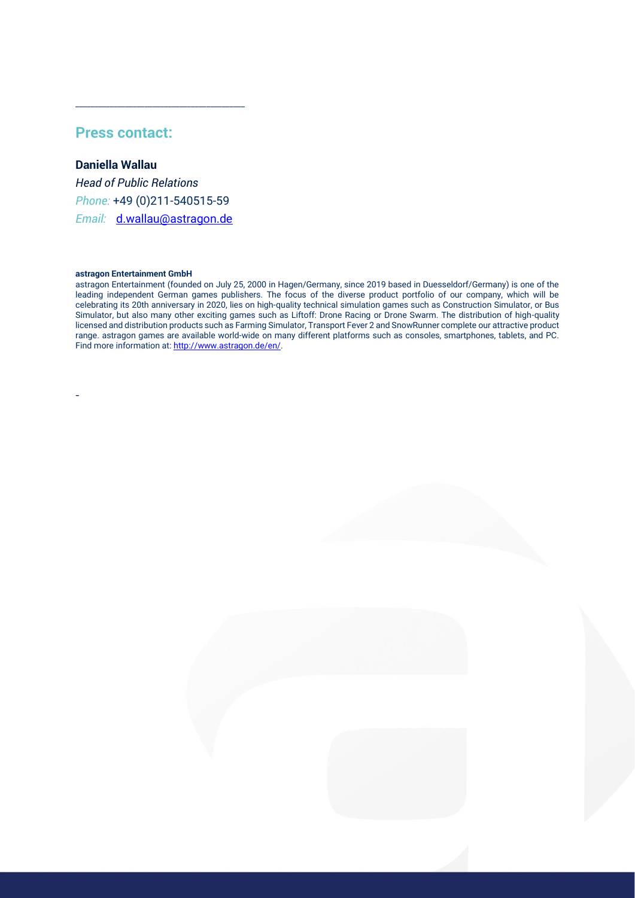---

## Press contact:

**Daniella Wallau**

*Head of Public Relations*

*Phone:* +49 (0)211-540515-59

*Email:* d.wallau@astragon.de

**astragon Entertainment GmbH**

astragon Entertainment (founded on July 25, 2000 in Hagen/Germany, since 2019 based in Duesseldorf/Germany) is one of the leading independent German games publishers. The focus of the diverse product portfolio of our company, which will be celebrating its 20th anniversary in 2020, lies on high-quality technical simulation games such as Construction Simulator, or Bus Simulator, but also many other exciting games such as Liftoff: Drone Racing or Drone Swarm. The distribution of high-quality licensed and distribution products such as Farming Simulator, Transport Fever 2 and SnowRunner complete our attractive product range. astragon games are available world-wide on many different platforms such as consoles, smartphones, tablets, and PC. Find more information at: http://www.astragon.de/en/.

-